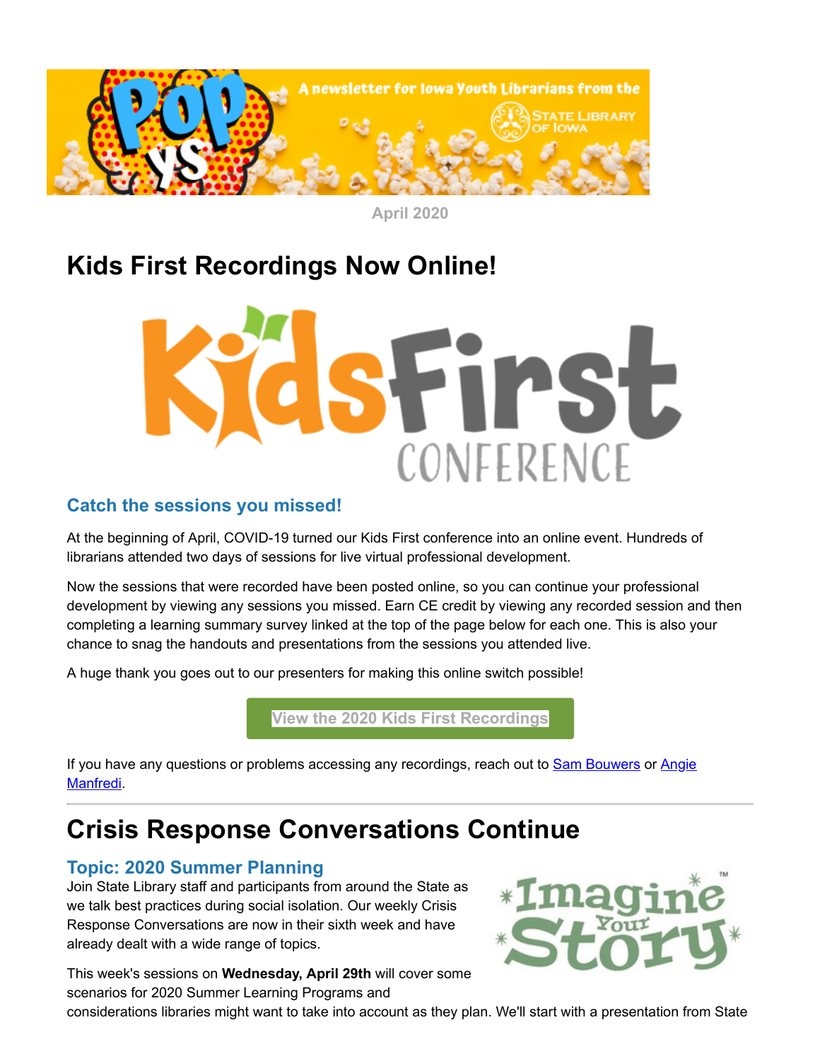April 2020

# Kids First Recordings Now Online!

### Catch the sessions you missed!

At the beginning of April, COVID-19 turned our Kids First conference into an online event. Hundreds of librarians attended two days of sessions for live virtual professional development.

Now the sessions that were recorded have been posted online, so you can continue your professional development by viewing any sessions you missed. Earn CE credit by viewing any recorded session and then completing a learning summary survey linked at the top of the page below for each one. This is also your chance to snag the handouts and presentations from the sessions you attended live.

A huge thank you goes out to our presenters for making this online switch possible!

View the 2020 Kids First Recordings

If you have any questions or problems accessing any recordings, reach out to Sam Bouwers or Angie Manfredi.

---

# Crisis Response Conversations Continue

### Topic: 2020 Summer Planning

Join State Library staff and participants from around the State as we talk best practices during social isolation. Our weekly Crisis Response Conversations are now in their sixth week and have already dealt with a wide range of topics.

This week's sessions on **Wednesday, April 29th** will cover some scenarios for 2020 Summer Learning Programs and considerations libraries might want to take into account as they plan. We'll start with a presentation from State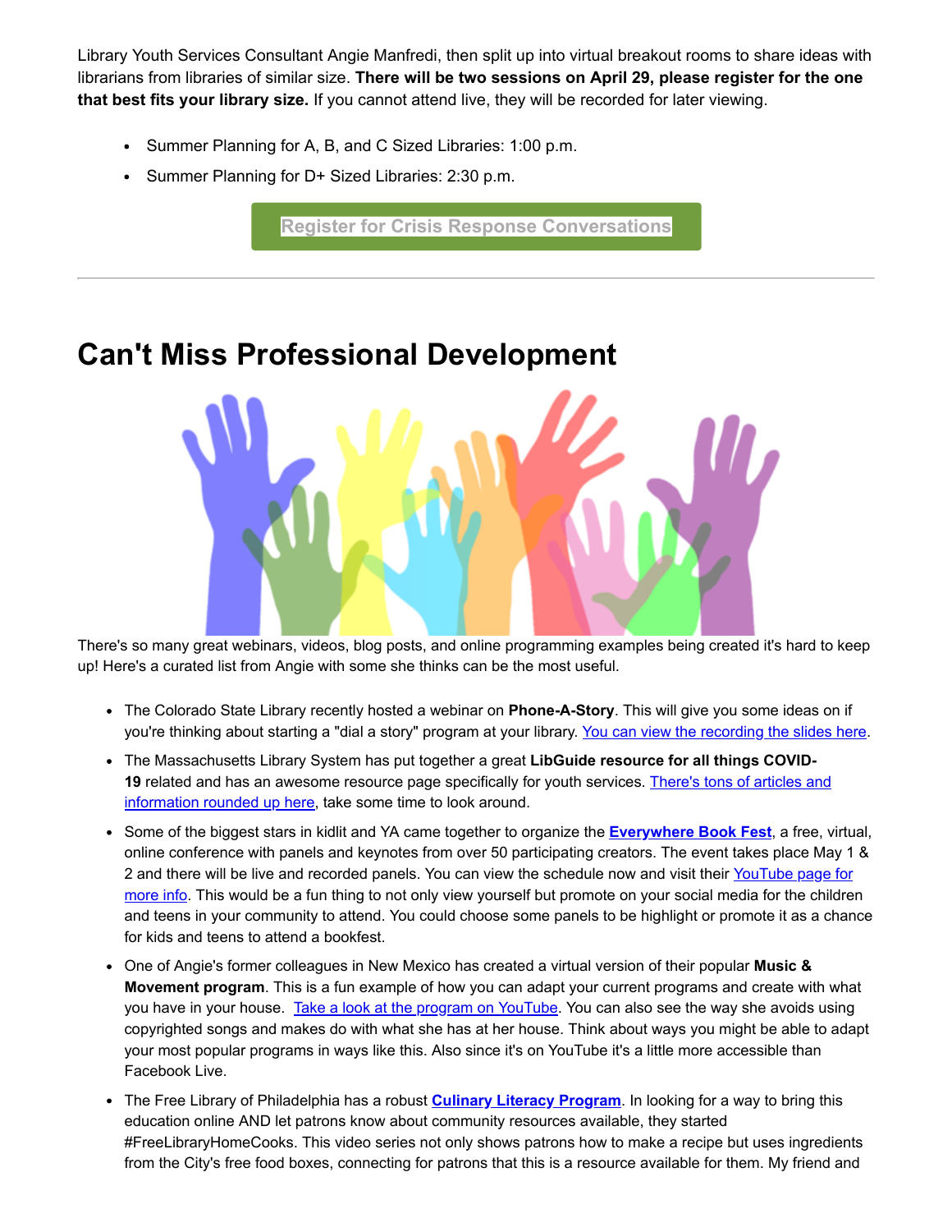Library Youth Services Consultant Angie Manfredi, then split up into virtual breakout rooms to share ideas with librarians from libraries of similar size. **There will be two sessions on April 29, please register for the one that best fits your library size.** If you cannot attend live, they will be recorded for later viewing.

- Summer Planning for A, B, and C Sized Libraries: 1:00 p.m.
- Summer Planning for D+ Sized Libraries: 2:30 p.m.

Register for Crisis Response Conversations

---

# Can't Miss Professional Development

There's so many great webinars, videos, blog posts, and online programming examples being created it's hard to keep up! Here's a curated list from Angie with some she thinks can be the most useful.

- The Colorado State Library recently hosted a webinar on **Phone-A-Story**. This will give you some ideas on if you're thinking about starting a "dial a story" program at your library. You can view the recording the slides here.
- The Massachusetts Library System has put together a great **LibGuide resource for all things COVID-19** related and has an awesome resource page specifically for youth services. There's tons of articles and information rounded up here, take some time to look around.
- Some of the biggest stars in kidlit and YA came together to organize the **Everywhere Book Fest**, a free, virtual, online conference with panels and keynotes from over 50 participating creators. The event takes place May 1 & 2 and there will be live and recorded panels. You can view the schedule now and visit their YouTube page for more info. This would be a fun thing to not only view yourself but promote on your social media for the children and teens in your community to attend. You could choose some panels to be highlight or promote it as a chance for kids and teens to attend a bookfest.
- One of Angie's former colleagues in New Mexico has created a virtual version of their popular **Music & Movement program**. This is a fun example of how you can adapt your current programs and create with what you have in your house. Take a look at the program on YouTube. You can also see the way she avoids using copyrighted songs and makes do with what she has at her house. Think about ways you might be able to adapt your most popular programs in ways like this. Also since it's on YouTube it's a little more accessible than Facebook Live.
- The Free Library of Philadelphia has a robust **Culinary Literacy Program**. In looking for a way to bring this education online AND let patrons know about community resources available, they started #FreeLibraryHomeCooks. This video series not only shows patrons how to make a recipe but uses ingredients from the City's free food boxes, connecting for patrons that this is a resource available for them. My friend and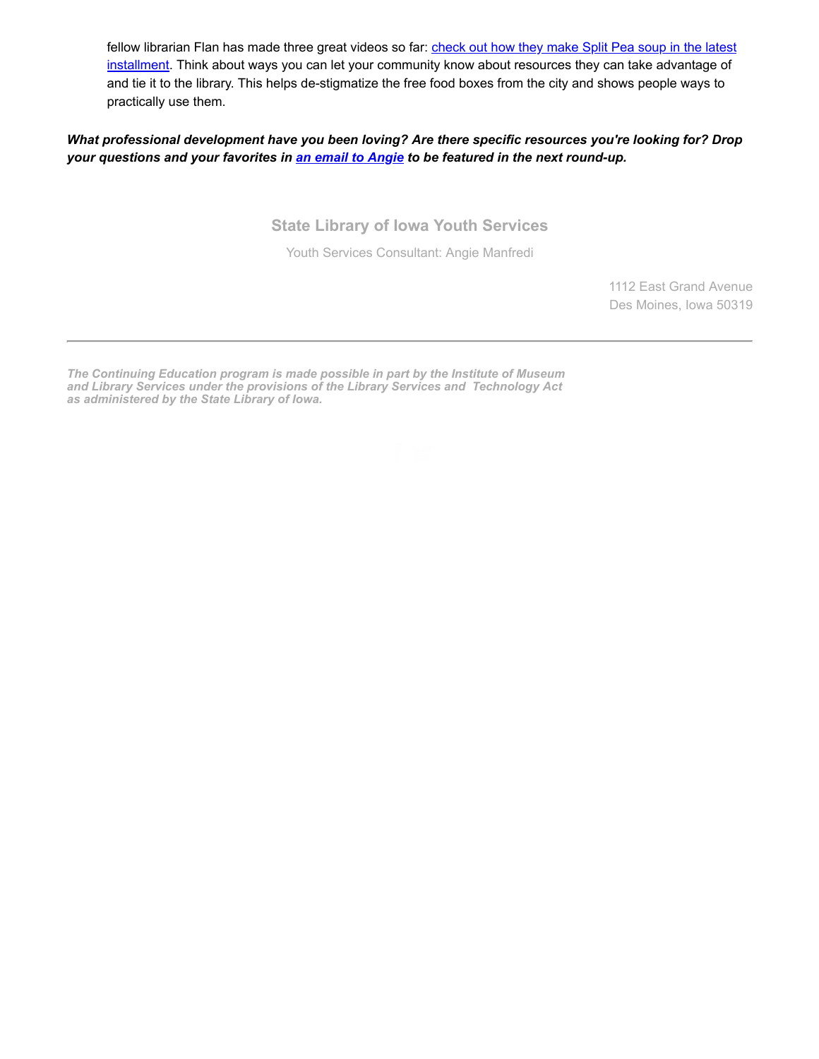fellow librarian Flan has made three great videos so far: check out how they make Split Pea soup in the latest installment. Think about ways you can let your community know about resources they can take advantage of and tie it to the library. This helps de-stigmatize the free food boxes from the city and shows people ways to practically use them.

***What professional development have you been loving? Are there specific resources you're looking for? Drop your questions and your favorites in an email to Angie to be featured in the next round-up.***

**State Library of Iowa Youth Services**

Youth Services Consultant: Angie Manfredi

1112 East Grand Avenue
Des Moines, Iowa 50319

---

***The Continuing Education program is made possible in part by the Institute of Museum and Library Services under the provisions of the Library Services and Technology Act as administered by the State Library of Iowa.***